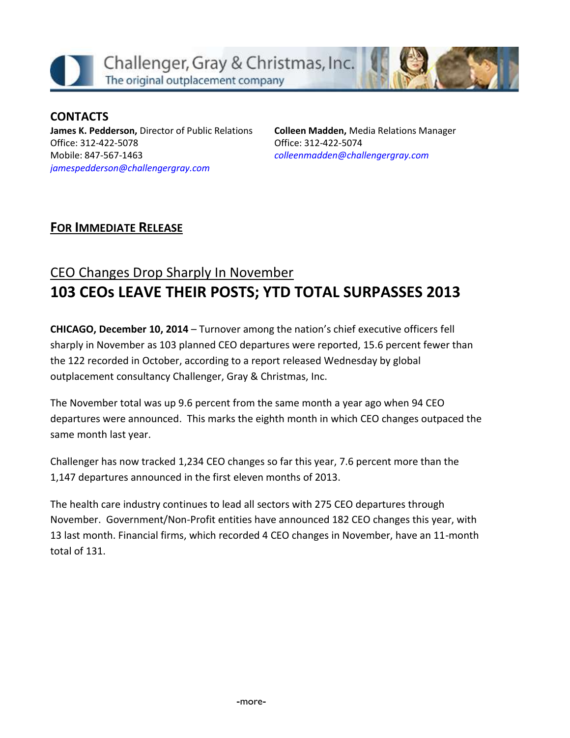Challenger, Gray & Christmas, Inc.
The original outplacement company

**CONTACTS**

**James K. Pedderson,** Director of Public Relations
Office: 312-422-5078
Mobile: 847-567-1463
*jamespedderson@challengergray.com*

**Colleen Madden,** Media Relations Manager
Office: 312-422-5074
*colleenmadden@challengergray.com*

**FOR IMMEDIATE RELEASE**

## CEO Changes Drop Sharply In November

# 103 CEOs LEAVE THEIR POSTS; YTD TOTAL SURPASSES 2013

**CHICAGO, December 10, 2014** – Turnover among the nation's chief executive officers fell sharply in November as 103 planned CEO departures were reported, 15.6 percent fewer than the 122 recorded in October, according to a report released Wednesday by global outplacement consultancy Challenger, Gray & Christmas, Inc.

The November total was up 9.6 percent from the same month a year ago when 94 CEO departures were announced. This marks the eighth month in which CEO changes outpaced the same month last year.

Challenger has now tracked 1,234 CEO changes so far this year, 7.6 percent more than the 1,147 departures announced in the first eleven months of 2013.

The health care industry continues to lead all sectors with 275 CEO departures through November. Government/Non-Profit entities have announced 182 CEO changes this year, with 13 last month. Financial firms, which recorded 4 CEO changes in November, have an 11-month total of 131.

-more-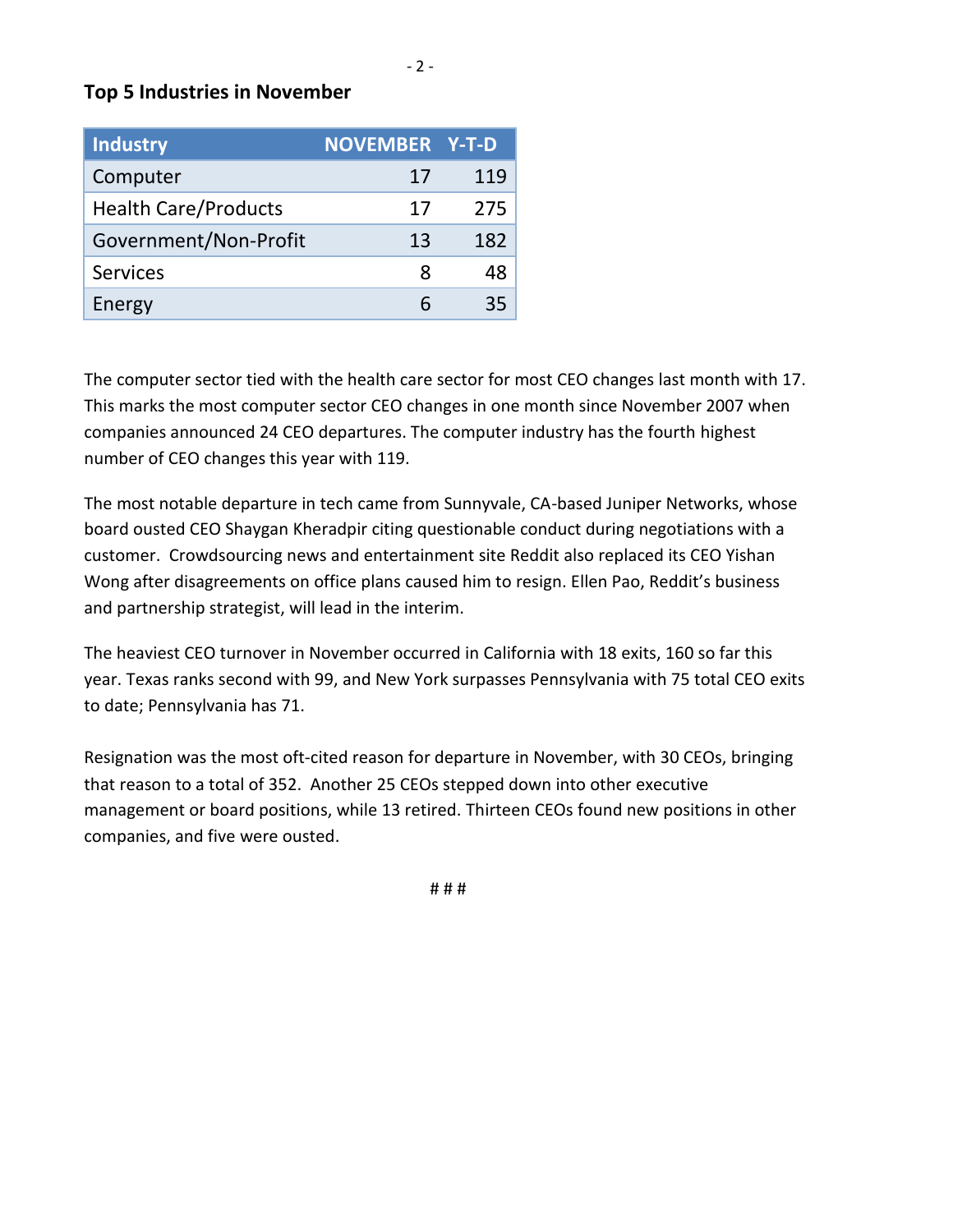### Top 5 Industries in November

| Industry | NOVEMBER | Y-T-D |
|---|---|---|
| Computer | 17 | 119 |
| Health Care/Products | 17 | 275 |
| Government/Non-Profit | 13 | 182 |
| Services | 8 | 48 |
| Energy | 6 | 35 |

The computer sector tied with the health care sector for most CEO changes last month with 17. This marks the most computer sector CEO changes in one month since November 2007 when companies announced 24 CEO departures. The computer industry has the fourth highest number of CEO changes this year with 119.

The most notable departure in tech came from Sunnyvale, CA-based Juniper Networks, whose board ousted CEO Shaygan Kheradpir citing questionable conduct during negotiations with a customer. Crowdsourcing news and entertainment site Reddit also replaced its CEO Yishan Wong after disagreements on office plans caused him to resign. Ellen Pao, Reddit's business and partnership strategist, will lead in the interim.

The heaviest CEO turnover in November occurred in California with 18 exits, 160 so far this year. Texas ranks second with 99, and New York surpasses Pennsylvania with 75 total CEO exits to date; Pennsylvania has 71.

Resignation was the most oft-cited reason for departure in November, with 30 CEOs, bringing that reason to a total of 352. Another 25 CEOs stepped down into other executive management or board positions, while 13 retired. Thirteen CEOs found new positions in other companies, and five were ousted.

# # #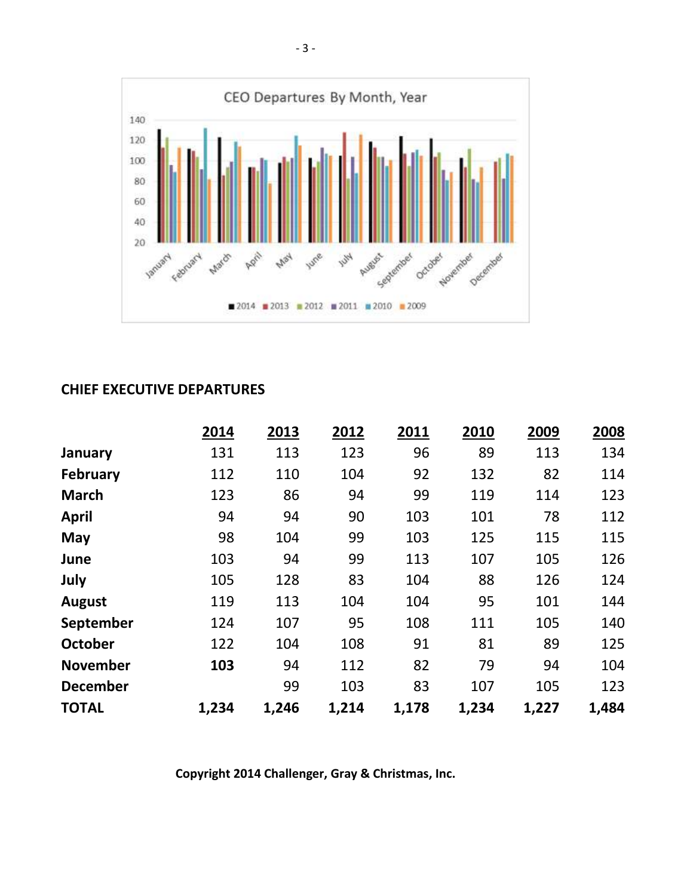## CHIEF EXECUTIVE DEPARTURES

| | 2014 | 2013 | 2012 | 2011 | 2010 | 2009 | 2008 |
|---|---|---|---|---|---|---|---|
| **January** | 131 | 113 | 123 | 96 | 89 | 113 | 134 |
| **February** | 112 | 110 | 104 | 92 | 132 | 82 | 114 |
| **March** | 123 | 86 | 94 | 99 | 119 | 114 | 123 |
| **April** | 94 | 94 | 90 | 103 | 101 | 78 | 112 |
| **May** | 98 | 104 | 99 | 103 | 125 | 115 | 115 |
| **June** | 103 | 94 | 99 | 113 | 107 | 105 | 126 |
| **July** | 105 | 128 | 83 | 104 | 88 | 126 | 124 |
| **August** | 119 | 113 | 104 | 104 | 95 | 101 | 144 |
| **September** | 124 | 107 | 95 | 108 | 111 | 105 | 140 |
| **October** | 122 | 104 | 108 | 91 | 81 | 89 | 125 |
| **November** | **103** | 94 | 112 | 82 | 79 | 94 | 104 |
| **December** | | 99 | 103 | 83 | 107 | 105 | 123 |
| **TOTAL** | **1,234** | **1,246** | **1,214** | **1,178** | **1,234** | **1,227** | **1,484** |

**Copyright 2014 Challenger, Gray & Christmas, Inc.**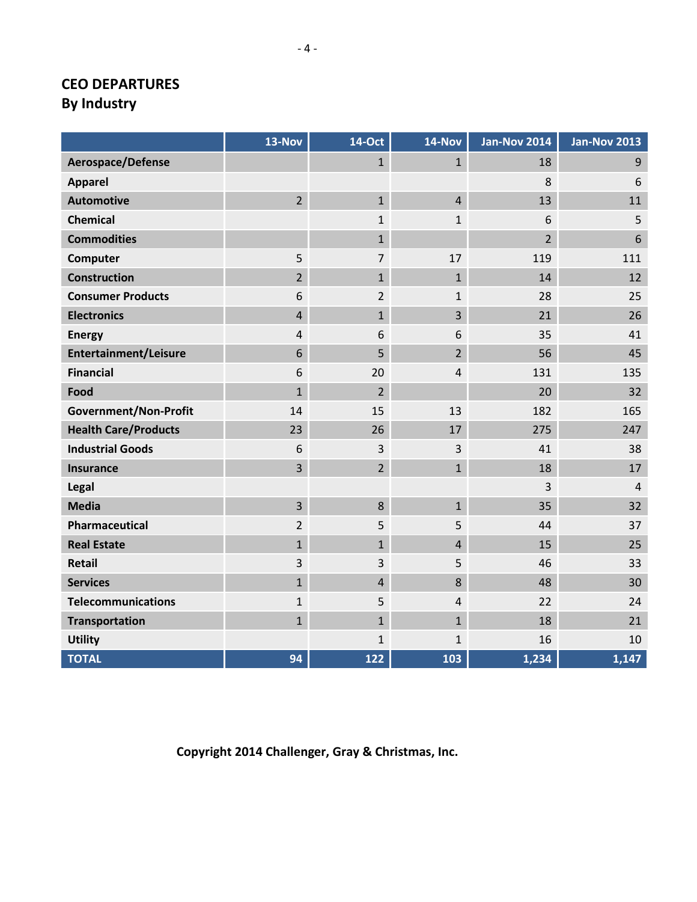## CEO DEPARTURES
### By Industry

| | 13-Nov | 14-Oct | 14-Nov | Jan-Nov 2014 | Jan-Nov 2013 |
|---|---|---|---|---|---|
| **Aerospace/Defense** | | 1 | 1 | 18 | 9 |
| **Apparel** | | | | 8 | 6 |
| **Automotive** | 2 | 1 | 4 | 13 | 11 |
| **Chemical** | | 1 | 1 | 6 | 5 |
| **Commodities** | | 1 | | 2 | 6 |
| **Computer** | 5 | 7 | 17 | 119 | 111 |
| **Construction** | 2 | 1 | 1 | 14 | 12 |
| **Consumer Products** | 6 | 2 | 1 | 28 | 25 |
| **Electronics** | 4 | 1 | 3 | 21 | 26 |
| **Energy** | 4 | 6 | 6 | 35 | 41 |
| **Entertainment/Leisure** | 6 | 5 | 2 | 56 | 45 |
| **Financial** | 6 | 20 | 4 | 131 | 135 |
| **Food** | 1 | 2 | | 20 | 32 |
| **Government/Non-Profit** | 14 | 15 | 13 | 182 | 165 |
| **Health Care/Products** | 23 | 26 | 17 | 275 | 247 |
| **Industrial Goods** | 6 | 3 | 3 | 41 | 38 |
| **Insurance** | 3 | 2 | 1 | 18 | 17 |
| **Legal** | | | | 3 | 4 |
| **Media** | 3 | 8 | 1 | 35 | 32 |
| **Pharmaceutical** | 2 | 5 | 5 | 44 | 37 |
| **Real Estate** | 1 | 1 | 4 | 15 | 25 |
| **Retail** | 3 | 3 | 5 | 46 | 33 |
| **Services** | 1 | 4 | 8 | 48 | 30 |
| **Telecommunications** | 1 | 5 | 4 | 22 | 24 |
| **Transportation** | 1 | 1 | 1 | 18 | 21 |
| **Utility** | | 1 | 1 | 16 | 10 |
| **TOTAL** | **94** | **122** | **103** | **1,234** | **1,147** |

**Copyright 2014 Challenger, Gray & Christmas, Inc.**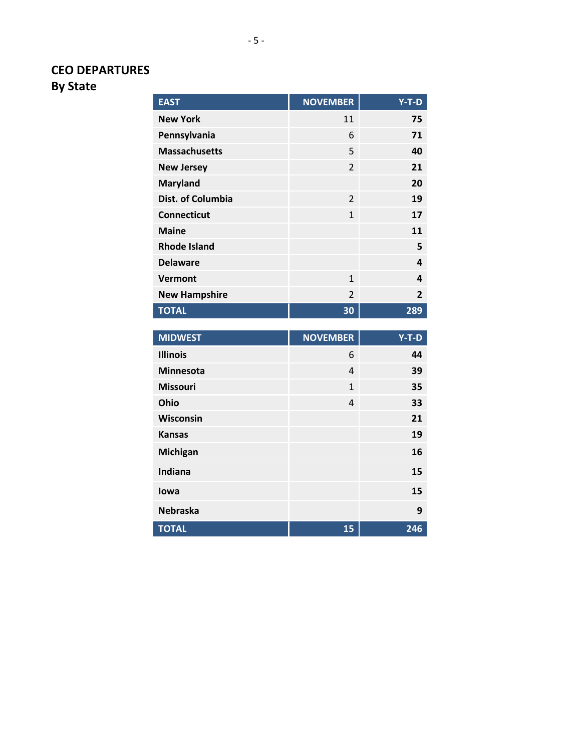# CEO DEPARTURES
## By State

| EAST | NOVEMBER | Y-T-D |
|---|---|---|
| **New York** | 11 | **75** |
| **Pennsylvania** | 6 | **71** |
| **Massachusetts** | 5 | **40** |
| **New Jersey** | 2 | **21** |
| **Maryland** | | **20** |
| **Dist. of Columbia** | 2 | **19** |
| **Connecticut** | 1 | **17** |
| **Maine** | | **11** |
| **Rhode Island** | | **5** |
| **Delaware** | | **4** |
| **Vermont** | 1 | **4** |
| **New Hampshire** | 2 | **2** |
| **TOTAL** | **30** | **289** |

| MIDWEST | NOVEMBER | Y-T-D |
|---|---|---|
| **Illinois** | 6 | **44** |
| **Minnesota** | 4 | **39** |
| **Missouri** | 1 | **35** |
| **Ohio** | 4 | **33** |
| **Wisconsin** | | **21** |
| **Kansas** | | **19** |
| **Michigan** | | **16** |
| **Indiana** | | **15** |
| **Iowa** | | **15** |
| **Nebraska** | | **9** |
| **TOTAL** | **15** | **246** |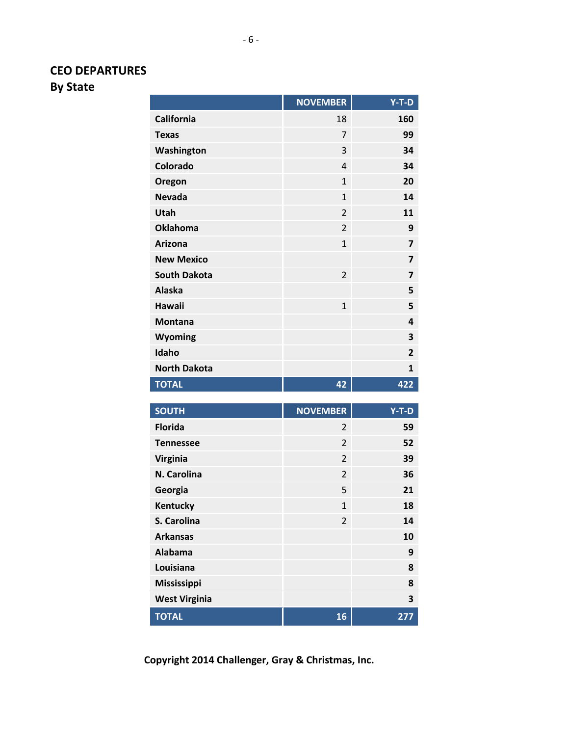## CEO DEPARTURES
### By State

| | NOVEMBER | Y-T-D |
|---|---|---|
| California | 18 | 160 |
| Texas | 7 | 99 |
| Washington | 3 | 34 |
| Colorado | 4 | 34 |
| Oregon | 1 | 20 |
| Nevada | 1 | 14 |
| Utah | 2 | 11 |
| Oklahoma | 2 | 9 |
| Arizona | 1 | 7 |
| New Mexico | | 7 |
| South Dakota | 2 | 7 |
| Alaska | | 5 |
| Hawaii | 1 | 5 |
| Montana | | 4 |
| Wyoming | | 3 |
| Idaho | | 2 |
| North Dakota | | 1 |
| **TOTAL** | **42** | **422** |

| SOUTH | NOVEMBER | Y-T-D |
|---|---|---|
| Florida | 2 | 59 |
| Tennessee | 2 | 52 |
| Virginia | 2 | 39 |
| N. Carolina | 2 | 36 |
| Georgia | 5 | 21 |
| Kentucky | 1 | 18 |
| S. Carolina | 2 | 14 |
| Arkansas | | 10 |
| Alabama | | 9 |
| Louisiana | | 8 |
| Mississippi | | 8 |
| West Virginia | | 3 |
| **TOTAL** | **16** | **277** |

**Copyright 2014 Challenger, Gray & Christmas, Inc.**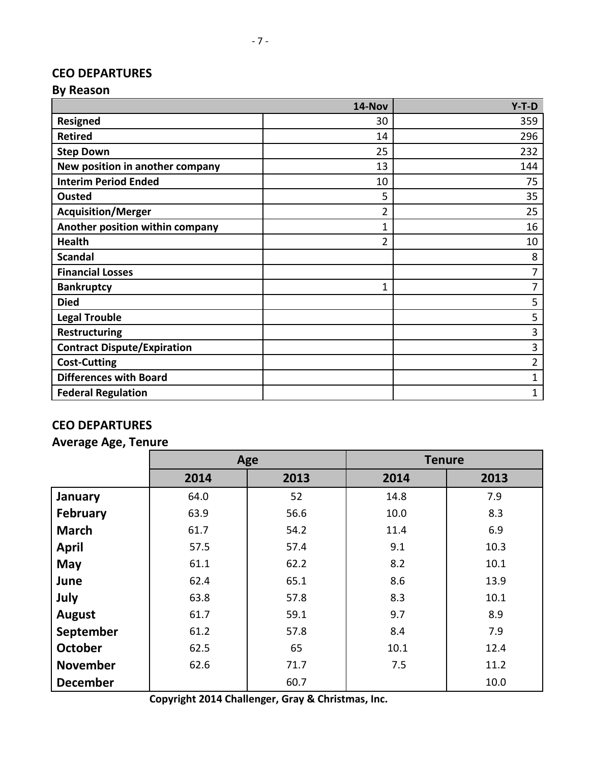## CEO DEPARTURES

### By Reason

| | 14-Nov | Y-T-D |
|---|---|---|
| **Resigned** | 30 | 359 |
| **Retired** | 14 | 296 |
| **Step Down** | 25 | 232 |
| **New position in another company** | 13 | 144 |
| **Interim Period Ended** | 10 | 75 |
| **Ousted** | 5 | 35 |
| **Acquisition/Merger** | 2 | 25 |
| **Another position within company** | 1 | 16 |
| **Health** | 2 | 10 |
| **Scandal** | | 8 |
| **Financial Losses** | | 7 |
| **Bankruptcy** | 1 | 7 |
| **Died** | | 5 |
| **Legal Trouble** | | 5 |
| **Restructuring** | | 3 |
| **Contract Dispute/Expiration** | | 3 |
| **Cost-Cutting** | | 2 |
| **Differences with Board** | | 1 |
| **Federal Regulation** | | 1 |

## CEO DEPARTURES

### Average Age, Tenure

| | Age | | Tenure | |
|---|---|---|---|---|
| | 2014 | 2013 | 2014 | 2013 |
| **January** | 64.0 | 52 | 14.8 | 7.9 |
| **February** | 63.9 | 56.6 | 10.0 | 8.3 |
| **March** | 61.7 | 54.2 | 11.4 | 6.9 |
| **April** | 57.5 | 57.4 | 9.1 | 10.3 |
| **May** | 61.1 | 62.2 | 8.2 | 10.1 |
| **June** | 62.4 | 65.1 | 8.6 | 13.9 |
| **July** | 63.8 | 57.8 | 8.3 | 10.1 |
| **August** | 61.7 | 59.1 | 9.7 | 8.9 |
| **September** | 61.2 | 57.8 | 8.4 | 7.9 |
| **October** | 62.5 | 65 | 10.1 | 12.4 |
| **November** | 62.6 | 71.7 | 7.5 | 11.2 |
| **December** | | 60.7 | | 10.0 |

**Copyright 2014 Challenger, Gray & Christmas, Inc.**